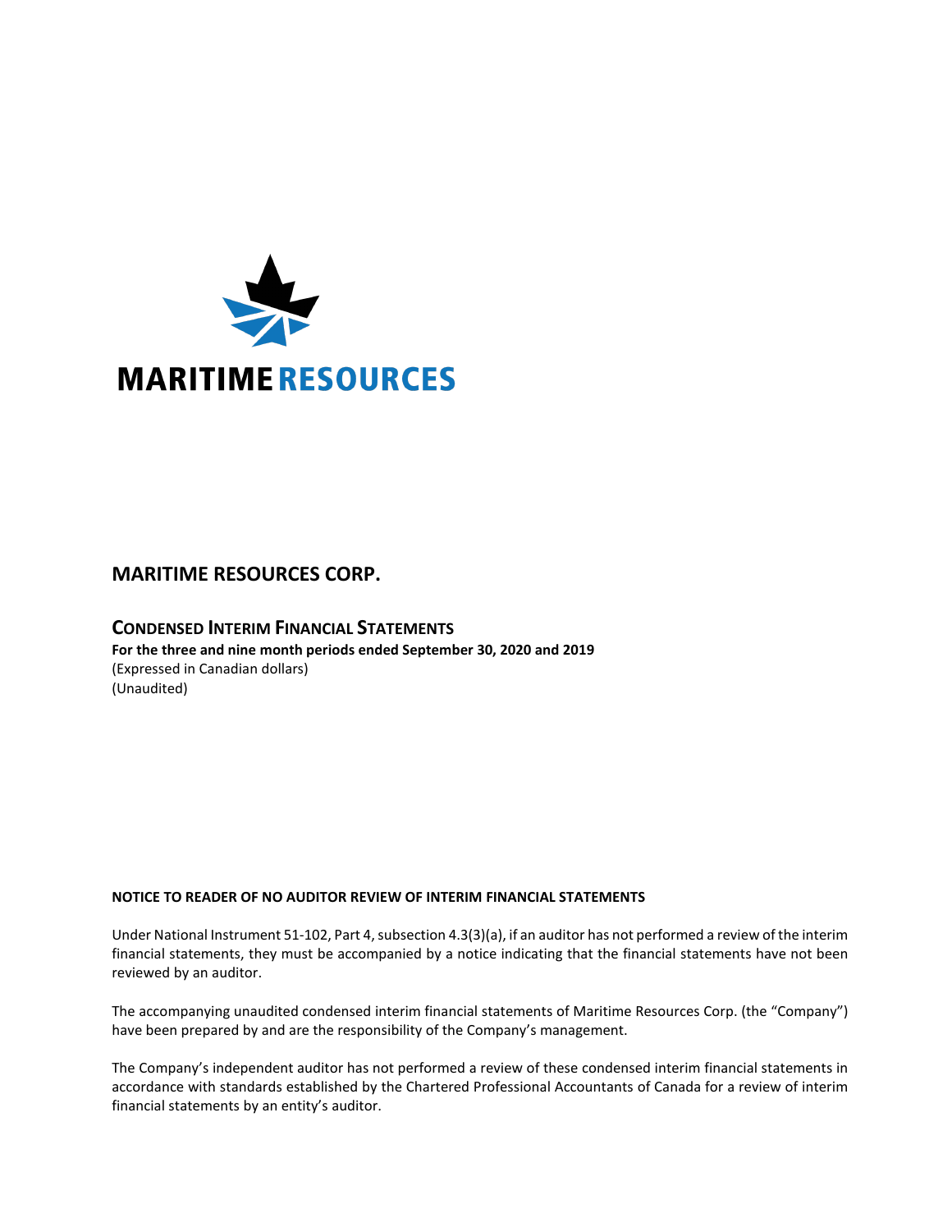MARITIME RESOURCES

# MARITIME RESOURCES CORP.

## CONDENSED INTERIM FINANCIAL STATEMENTS

**For the three and nine month periods ended September 30, 2020 and 2019**

(Expressed in Canadian dollars)

(Unaudited)

**NOTICE TO READER OF NO AUDITOR REVIEW OF INTERIM FINANCIAL STATEMENTS**

Under National Instrument 51-102, Part 4, subsection 4.3(3)(a), if an auditor has not performed a review of the interim financial statements, they must be accompanied by a notice indicating that the financial statements have not been reviewed by an auditor.

The accompanying unaudited condensed interim financial statements of Maritime Resources Corp. (the "Company") have been prepared by and are the responsibility of the Company's management.

The Company's independent auditor has not performed a review of these condensed interim financial statements in accordance with standards established by the Chartered Professional Accountants of Canada for a review of interim financial statements by an entity's auditor.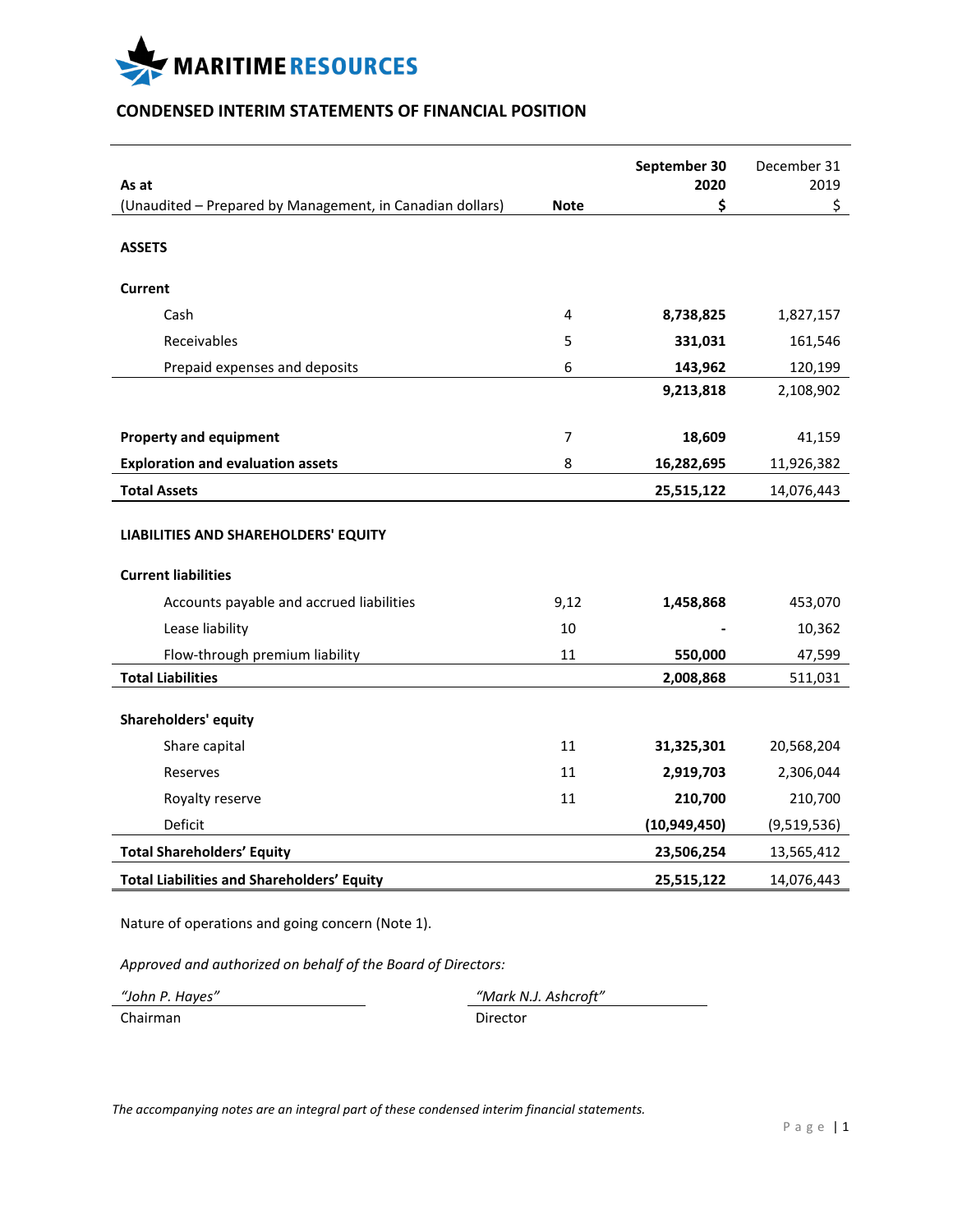MARITIME RESOURCES

## CONDENSED INTERIM STATEMENTS OF FINANCIAL POSITION

| As at<br>(Unaudited – Prepared by Management, in Canadian dollars) | Note | September 30<br>2020<br>$ | December 31<br>2019<br>$ |
|---|---|---|---|
| **ASSETS** | | | |
| **Current** | | | |
| Cash | 4 | **8,738,825** | 1,827,157 |
| Receivables | 5 | **331,031** | 161,546 |
| Prepaid expenses and deposits | 6 | **143,962** | 120,199 |
| | | **9,213,818** | 2,108,902 |
| **Property and equipment** | 7 | **18,609** | 41,159 |
| **Exploration and evaluation assets** | 8 | **16,282,695** | 11,926,382 |
| **Total Assets** | | **25,515,122** | 14,076,443 |
| **LIABILITIES AND SHAREHOLDERS' EQUITY** | | | |
| **Current liabilities** | | | |
| Accounts payable and accrued liabilities | 9,12 | **1,458,868** | 453,070 |
| Lease liability | 10 | **-** | 10,362 |
| Flow-through premium liability | 11 | **550,000** | 47,599 |
| **Total Liabilities** | | **2,008,868** | 511,031 |
| **Shareholders' equity** | | | |
| Share capital | 11 | **31,325,301** | 20,568,204 |
| Reserves | 11 | **2,919,703** | 2,306,044 |
| Royalty reserve | 11 | **210,700** | 210,700 |
| Deficit | | **(10,949,450)** | (9,519,536) |
| **Total Shareholders' Equity** | | **23,506,254** | 13,565,412 |
| **Total Liabilities and Shareholders' Equity** | | **25,515,122** | 14,076,443 |

Nature of operations and going concern (Note 1).

*Approved and authorized on behalf of the Board of Directors:*

*"John P. Hayes"*
Chairman

*"Mark N.J. Ashcroft"*
Director

*The accompanying notes are an integral part of these condensed interim financial statements.*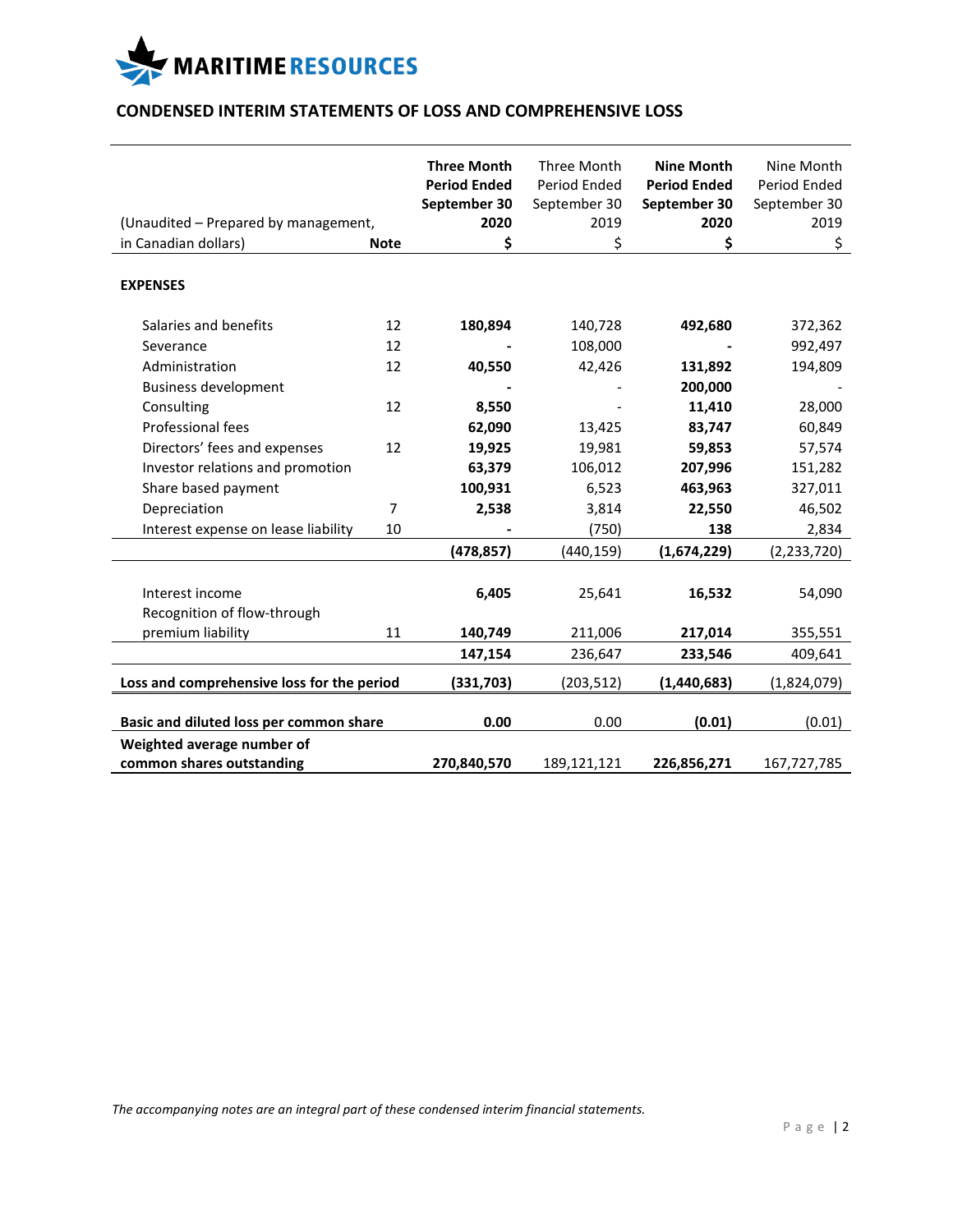MARITIME RESOURCES

## CONDENSED INTERIM STATEMENTS OF LOSS AND COMPREHENSIVE LOSS

| (Unaudited – Prepared by management, in Canadian dollars) | Note | **Three Month Period Ended September 30 2020 $** | Three Month Period Ended September 30 2019 $ | **Nine Month Period Ended September 30 2020 $** | Nine Month Period Ended September 30 2019 $ |
|---|---|---|---|---|---|
| **EXPENSES** | | | | | |
| Salaries and benefits | 12 | **180,894** | 140,728 | **492,680** | 372,362 |
| Severance | 12 | **-** | 108,000 | **-** | 992,497 |
| Administration | 12 | **40,550** | 42,426 | **131,892** | 194,809 |
| Business development | | **-** | - | **200,000** | - |
| Consulting | 12 | **8,550** | - | **11,410** | 28,000 |
| Professional fees | | **62,090** | 13,425 | **83,747** | 60,849 |
| Directors' fees and expenses | 12 | **19,925** | 19,981 | **59,853** | 57,574 |
| Investor relations and promotion | | **63,379** | 106,012 | **207,996** | 151,282 |
| Share based payment | | **100,931** | 6,523 | **463,963** | 327,011 |
| Depreciation | 7 | **2,538** | 3,814 | **22,550** | 46,502 |
| Interest expense on lease liability | 10 | **-** | (750) | **138** | 2,834 |
| | | **(478,857)** | (440,159) | **(1,674,229)** | (2,233,720) |
| Interest income | | **6,405** | 25,641 | **16,532** | 54,090 |
| Recognition of flow-through premium liability | 11 | **140,749** | 211,006 | **217,014** | 355,551 |
| | | **147,154** | 236,647 | **233,546** | 409,641 |
| **Loss and comprehensive loss for the period** | | **(331,703)** | (203,512) | **(1,440,683)** | (1,824,079) |
| **Basic and diluted loss per common share** | | **0.00** | 0.00 | **(0.01)** | (0.01) |
| **Weighted average number of common shares outstanding** | | **270,840,570** | 189,121,121 | **226,856,271** | 167,727,785 |

*The accompanying notes are an integral part of these condensed interim financial statements.*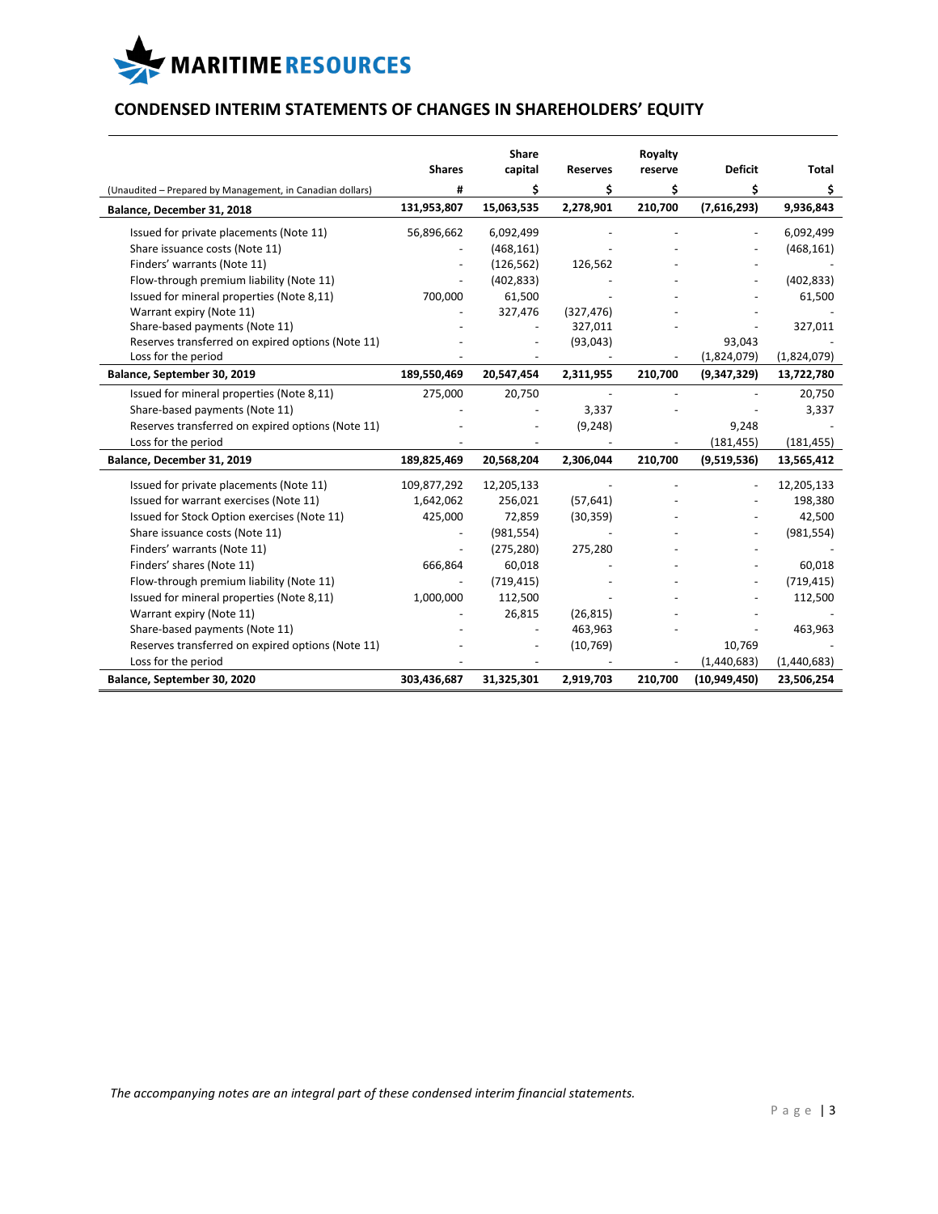**MARITIME RESOURCES**

## CONDENSED INTERIM STATEMENTS OF CHANGES IN SHAREHOLDERS' EQUITY

| (Unaudited – Prepared by Management, in Canadian dollars) | Shares<br>\# | Share capital<br>$ | Reserves<br>$ | Royalty reserve<br>$ | Deficit<br>$ | Total<br>$ |
|---|---|---|---|---|---|---|
| **Balance, December 31, 2018** | **131,953,807** | **15,063,535** | **2,278,901** | **210,700** | **(7,616,293)** | **9,936,843** |
| Issued for private placements (Note 11) | 56,896,662 | 6,092,499 | - | - | - | 6,092,499 |
| Share issuance costs (Note 11) | - | (468,161) | - | - | - | (468,161) |
| Finders' warrants (Note 11) | - | (126,562) | 126,562 | - | - | - |
| Flow-through premium liability (Note 11) | - | (402,833) | - | - | - | (402,833) |
| Issued for mineral properties (Note 8,11) | 700,000 | 61,500 | - | - | - | 61,500 |
| Warrant expiry (Note 11) | - | 327,476 | (327,476) | - | - | - |
| Share-based payments (Note 11) | - | - | 327,011 | - | - | 327,011 |
| Reserves transferred on expired options (Note 11) | - | - | (93,043) | | 93,043 | - |
| Loss for the period | - | - | - | - | (1,824,079) | (1,824,079) |
| **Balance, September 30, 2019** | **189,550,469** | **20,547,454** | **2,311,955** | **210,700** | **(9,347,329)** | **13,722,780** |
| Issued for mineral properties (Note 8,11) | 275,000 | 20,750 | - | - | - | 20,750 |
| Share-based payments (Note 11) | - | - | 3,337 | - | - | 3,337 |
| Reserves transferred on expired options (Note 11) | - | - | (9,248) | | 9,248 | - |
| Loss for the period | - | - | - | - | (181,455) | (181,455) |
| **Balance, December 31, 2019** | **189,825,469** | **20,568,204** | **2,306,044** | **210,700** | **(9,519,536)** | **13,565,412** |
| Issued for private placements (Note 11) | 109,877,292 | 12,205,133 | - | - | - | 12,205,133 |
| Issued for warrant exercises (Note 11) | 1,642,062 | 256,021 | (57,641) | - | - | 198,380 |
| Issued for Stock Option exercises (Note 11) | 425,000 | 72,859 | (30,359) | - | - | 42,500 |
| Share issuance costs (Note 11) | - | (981,554) | - | - | - | (981,554) |
| Finders' warrants (Note 11) | - | (275,280) | 275,280 | - | - | - |
| Finders' shares (Note 11) | 666,864 | 60,018 | - | - | - | 60,018 |
| Flow-through premium liability (Note 11) | - | (719,415) | - | - | - | (719,415) |
| Issued for mineral properties (Note 8,11) | 1,000,000 | 112,500 | - | - | - | 112,500 |
| Warrant expiry (Note 11) | - | 26,815 | (26,815) | - | - | - |
| Share-based payments (Note 11) | - | - | 463,963 | - | - | 463,963 |
| Reserves transferred on expired options (Note 11) | - | - | (10,769) | | 10,769 | - |
| Loss for the period | - | - | - | - | (1,440,683) | (1,440,683) |
| **Balance, September 30, 2020** | **303,436,687** | **31,325,301** | **2,919,703** | **210,700** | **(10,949,450)** | **23,506,254** |

*The accompanying notes are an integral part of these condensed interim financial statements.*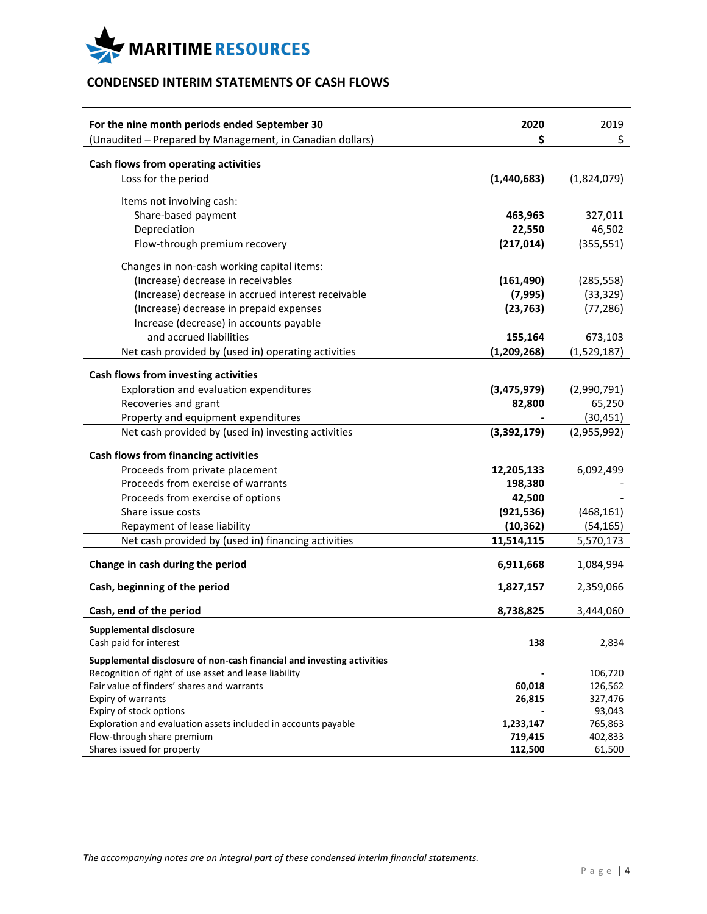MARITIME RESOURCES

## CONDENSED INTERIM STATEMENTS OF CASH FLOWS

| For the nine month periods ended September 30<br>(Unaudited – Prepared by Management, in Canadian dollars) | 2020<br>$ | 2019<br>$ |
|---|---|---|
| **Cash flows from operating activities** | | |
| Loss for the period | **(1,440,683)** | (1,824,079) |
| Items not involving cash: | | |
| Share-based payment | **463,963** | 327,011 |
| Depreciation | **22,550** | 46,502 |
| Flow-through premium recovery | **(217,014)** | (355,551) |
| Changes in non-cash working capital items: | | |
| (Increase) decrease in receivables | **(161,490)** | (285,558) |
| (Increase) decrease in accrued interest receivable | **(7,995)** | (33,329) |
| (Increase) decrease in prepaid expenses | **(23,763)** | (77,286) |
| Increase (decrease) in accounts payable and accrued liabilities | **155,164** | 673,103 |
| Net cash provided by (used in) operating activities | **(1,209,268)** | (1,529,187) |
| **Cash flows from investing activities** | | |
| Exploration and evaluation expenditures | **(3,475,979)** | (2,990,791) |
| Recoveries and grant | **82,800** | 65,250 |
| Property and equipment expenditures | **-** | (30,451) |
| Net cash provided by (used in) investing activities | **(3,392,179)** | (2,955,992) |
| **Cash flows from financing activities** | | |
| Proceeds from private placement | **12,205,133** | 6,092,499 |
| Proceeds from exercise of warrants | **198,380** | - |
| Proceeds from exercise of options | **42,500** | - |
| Share issue costs | **(921,536)** | (468,161) |
| Repayment of lease liability | **(10,362)** | (54,165) |
| Net cash provided by (used in) financing activities | **11,514,115** | 5,570,173 |
| **Change in cash during the period** | **6,911,668** | 1,084,994 |
| **Cash, beginning of the period** | **1,827,157** | 2,359,066 |
| **Cash, end of the period** | **8,738,825** | 3,444,060 |
| **Supplemental disclosure** | | |
| Cash paid for interest | **138** | 2,834 |
| **Supplemental disclosure of non-cash financial and investing activities** | | |
| Recognition of right of use asset and lease liability | **-** | 106,720 |
| Fair value of finders' shares and warrants | **60,018** | 126,562 |
| Expiry of warrants | **26,815** | 327,476 |
| Expiry of stock options | **-** | 93,043 |
| Exploration and evaluation assets included in accounts payable | **1,233,147** | 765,863 |
| Flow-through share premium | **719,415** | 402,833 |
| Shares issued for property | **112,500** | 61,500 |

*The accompanying notes are an integral part of these condensed interim financial statements.*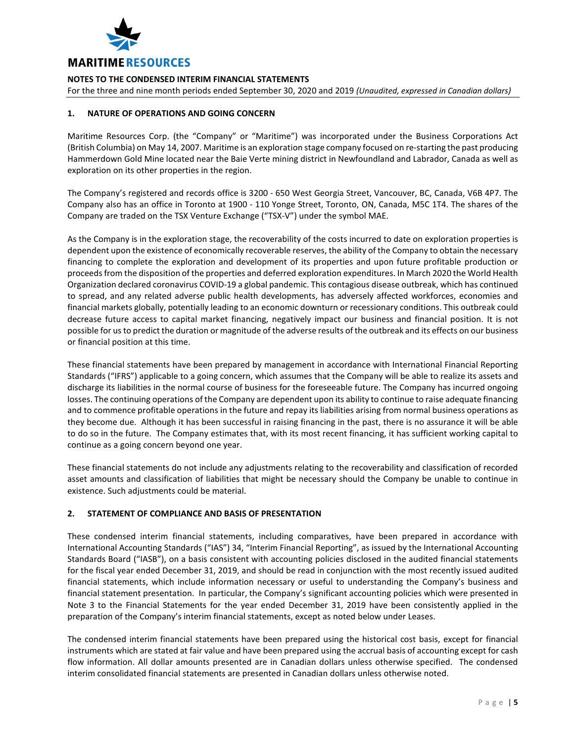## NOTES TO THE CONDENSED INTERIM FINANCIAL STATEMENTS

For the three and nine month periods ended September 30, 2020 and 2019 *(Unaudited, expressed in Canadian dollars)*

### 1. NATURE OF OPERATIONS AND GOING CONCERN

Maritime Resources Corp. (the "Company" or "Maritime") was incorporated under the Business Corporations Act (British Columbia) on May 14, 2007. Maritime is an exploration stage company focused on re-starting the past producing Hammerdown Gold Mine located near the Baie Verte mining district in Newfoundland and Labrador, Canada as well as exploration on its other properties in the region.

The Company's registered and records office is 3200 - 650 West Georgia Street, Vancouver, BC, Canada, V6B 4P7. The Company also has an office in Toronto at 1900 - 110 Yonge Street, Toronto, ON, Canada, M5C 1T4. The shares of the Company are traded on the TSX Venture Exchange ("TSX-V") under the symbol MAE.

As the Company is in the exploration stage, the recoverability of the costs incurred to date on exploration properties is dependent upon the existence of economically recoverable reserves, the ability of the Company to obtain the necessary financing to complete the exploration and development of its properties and upon future profitable production or proceeds from the disposition of the properties and deferred exploration expenditures. In March 2020 the World Health Organization declared coronavirus COVID-19 a global pandemic. This contagious disease outbreak, which has continued to spread, and any related adverse public health developments, has adversely affected workforces, economies and financial markets globally, potentially leading to an economic downturn or recessionary conditions. This outbreak could decrease future access to capital market financing, negatively impact our business and financial position. It is not possible for us to predict the duration or magnitude of the adverse results of the outbreak and its effects on our business or financial position at this time.

These financial statements have been prepared by management in accordance with International Financial Reporting Standards ("IFRS") applicable to a going concern, which assumes that the Company will be able to realize its assets and discharge its liabilities in the normal course of business for the foreseeable future. The Company has incurred ongoing losses. The continuing operations of the Company are dependent upon its ability to continue to raise adequate financing and to commence profitable operations in the future and repay its liabilities arising from normal business operations as they become due. Although it has been successful in raising financing in the past, there is no assurance it will be able to do so in the future. The Company estimates that, with its most recent financing, it has sufficient working capital to continue as a going concern beyond one year.

These financial statements do not include any adjustments relating to the recoverability and classification of recorded asset amounts and classification of liabilities that might be necessary should the Company be unable to continue in existence. Such adjustments could be material.

### 2. STATEMENT OF COMPLIANCE AND BASIS OF PRESENTATION

These condensed interim financial statements, including comparatives, have been prepared in accordance with International Accounting Standards ("IAS") 34, "Interim Financial Reporting", as issued by the International Accounting Standards Board ("IASB"), on a basis consistent with accounting policies disclosed in the audited financial statements for the fiscal year ended December 31, 2019, and should be read in conjunction with the most recently issued audited financial statements, which include information necessary or useful to understanding the Company's business and financial statement presentation. In particular, the Company's significant accounting policies which were presented in Note 3 to the Financial Statements for the year ended December 31, 2019 have been consistently applied in the preparation of the Company's interim financial statements, except as noted below under Leases.

The condensed interim financial statements have been prepared using the historical cost basis, except for financial instruments which are stated at fair value and have been prepared using the accrual basis of accounting except for cash flow information. All dollar amounts presented are in Canadian dollars unless otherwise specified. The condensed interim consolidated financial statements are presented in Canadian dollars unless otherwise noted.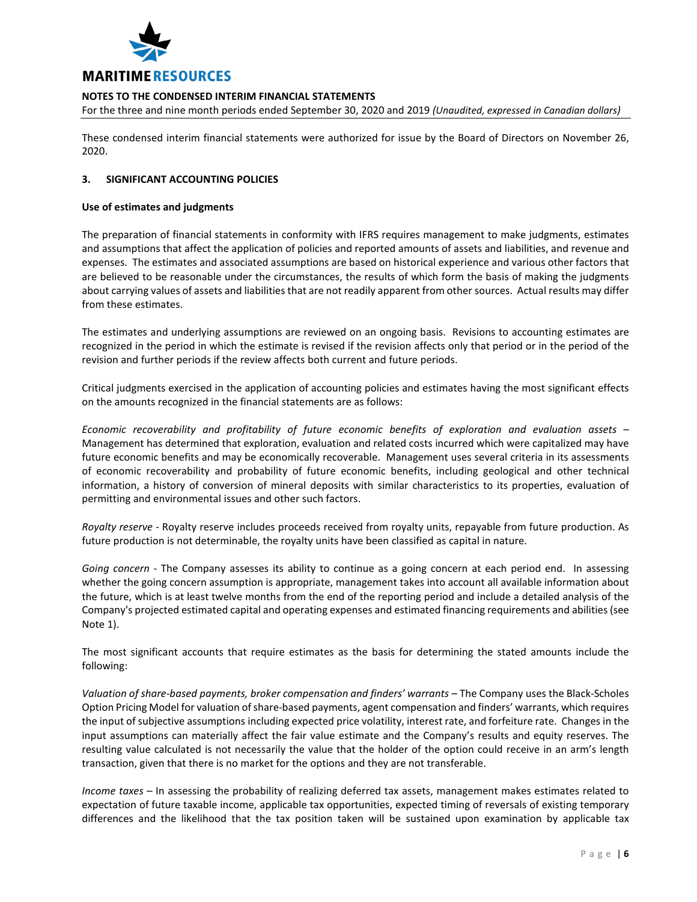These condensed interim financial statements were authorized for issue by the Board of Directors on November 26, 2020.

## 3. SIGNIFICANT ACCOUNTING POLICIES

**Use of estimates and judgments**

The preparation of financial statements in conformity with IFRS requires management to make judgments, estimates and assumptions that affect the application of policies and reported amounts of assets and liabilities, and revenue and expenses. The estimates and associated assumptions are based on historical experience and various other factors that are believed to be reasonable under the circumstances, the results of which form the basis of making the judgments about carrying values of assets and liabilities that are not readily apparent from other sources. Actual results may differ from these estimates.

The estimates and underlying assumptions are reviewed on an ongoing basis. Revisions to accounting estimates are recognized in the period in which the estimate is revised if the revision affects only that period or in the period of the revision and further periods if the review affects both current and future periods.

Critical judgments exercised in the application of accounting policies and estimates having the most significant effects on the amounts recognized in the financial statements are as follows:

*Economic recoverability and profitability of future economic benefits of exploration and evaluation assets* – Management has determined that exploration, evaluation and related costs incurred which were capitalized may have future economic benefits and may be economically recoverable. Management uses several criteria in its assessments of economic recoverability and probability of future economic benefits, including geological and other technical information, a history of conversion of mineral deposits with similar characteristics to its properties, evaluation of permitting and environmental issues and other such factors.

*Royalty reserve* - Royalty reserve includes proceeds received from royalty units, repayable from future production. As future production is not determinable, the royalty units have been classified as capital in nature.

*Going concern* - The Company assesses its ability to continue as a going concern at each period end. In assessing whether the going concern assumption is appropriate, management takes into account all available information about the future, which is at least twelve months from the end of the reporting period and include a detailed analysis of the Company's projected estimated capital and operating expenses and estimated financing requirements and abilities (see Note 1).

The most significant accounts that require estimates as the basis for determining the stated amounts include the following:

*Valuation of share-based payments, broker compensation and finders' warrants* – The Company uses the Black-Scholes Option Pricing Model for valuation of share-based payments, agent compensation and finders' warrants, which requires the input of subjective assumptions including expected price volatility, interest rate, and forfeiture rate. Changes in the input assumptions can materially affect the fair value estimate and the Company's results and equity reserves. The resulting value calculated is not necessarily the value that the holder of the option could receive in an arm's length transaction, given that there is no market for the options and they are not transferable.

*Income taxes* – In assessing the probability of realizing deferred tax assets, management makes estimates related to expectation of future taxable income, applicable tax opportunities, expected timing of reversals of existing temporary differences and the likelihood that the tax position taken will be sustained upon examination by applicable tax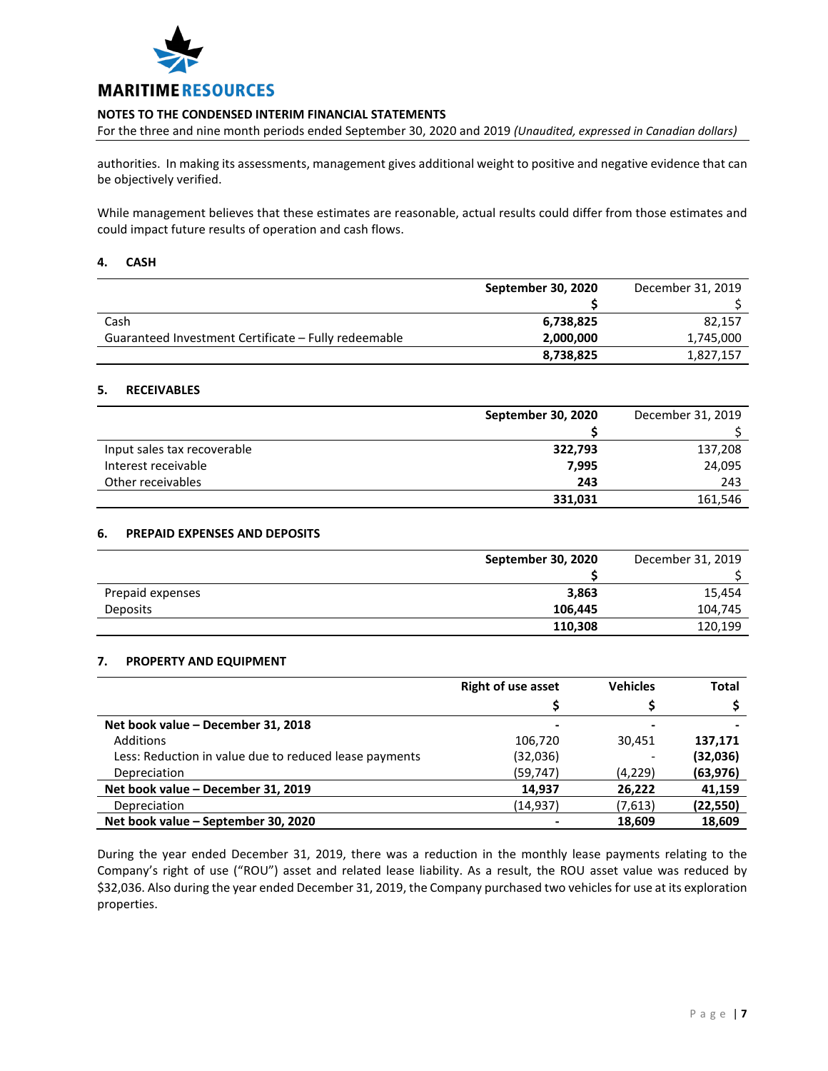authorities. In making its assessments, management gives additional weight to positive and negative evidence that can be objectively verified.

While management believes that these estimates are reasonable, actual results could differ from those estimates and could impact future results of operation and cash flows.

## 4. CASH

| | September 30, 2020 | December 31, 2019 |
|---|---|---|
| | $ | $ |
| Cash | 6,738,825 | 82,157 |
| Guaranteed Investment Certificate – Fully redeemable | 2,000,000 | 1,745,000 |
| | 8,738,825 | 1,827,157 |

## 5. RECEIVABLES

| | September 30, 2020 | December 31, 2019 |
|---|---|---|
| | $ | $ |
| Input sales tax recoverable | 322,793 | 137,208 |
| Interest receivable | 7,995 | 24,095 |
| Other receivables | 243 | 243 |
| | 331,031 | 161,546 |

## 6. PREPAID EXPENSES AND DEPOSITS

| | September 30, 2020 | December 31, 2019 |
|---|---|---|
| | $ | $ |
| Prepaid expenses | 3,863 | 15,454 |
| Deposits | 106,445 | 104,745 |
| | 110,308 | 120,199 |

## 7. PROPERTY AND EQUIPMENT

| | Right of use asset | Vehicles | Total |
|---|---|---|---|
| | $ | $ | $ |
| **Net book value – December 31, 2018** | - | - | - |
| Additions | 106,720 | 30,451 | 137,171 |
| Less: Reduction in value due to reduced lease payments | (32,036) | - | (32,036) |
| Depreciation | (59,747) | (4,229) | (63,976) |
| **Net book value – December 31, 2019** | 14,937 | 26,222 | 41,159 |
| Depreciation | (14,937) | (7,613) | (22,550) |
| **Net book value – September 30, 2020** | - | 18,609 | 18,609 |

During the year ended December 31, 2019, there was a reduction in the monthly lease payments relating to the Company's right of use ("ROU") asset and related lease liability. As a result, the ROU asset value was reduced by $32,036. Also during the year ended December 31, 2019, the Company purchased two vehicles for use at its exploration properties.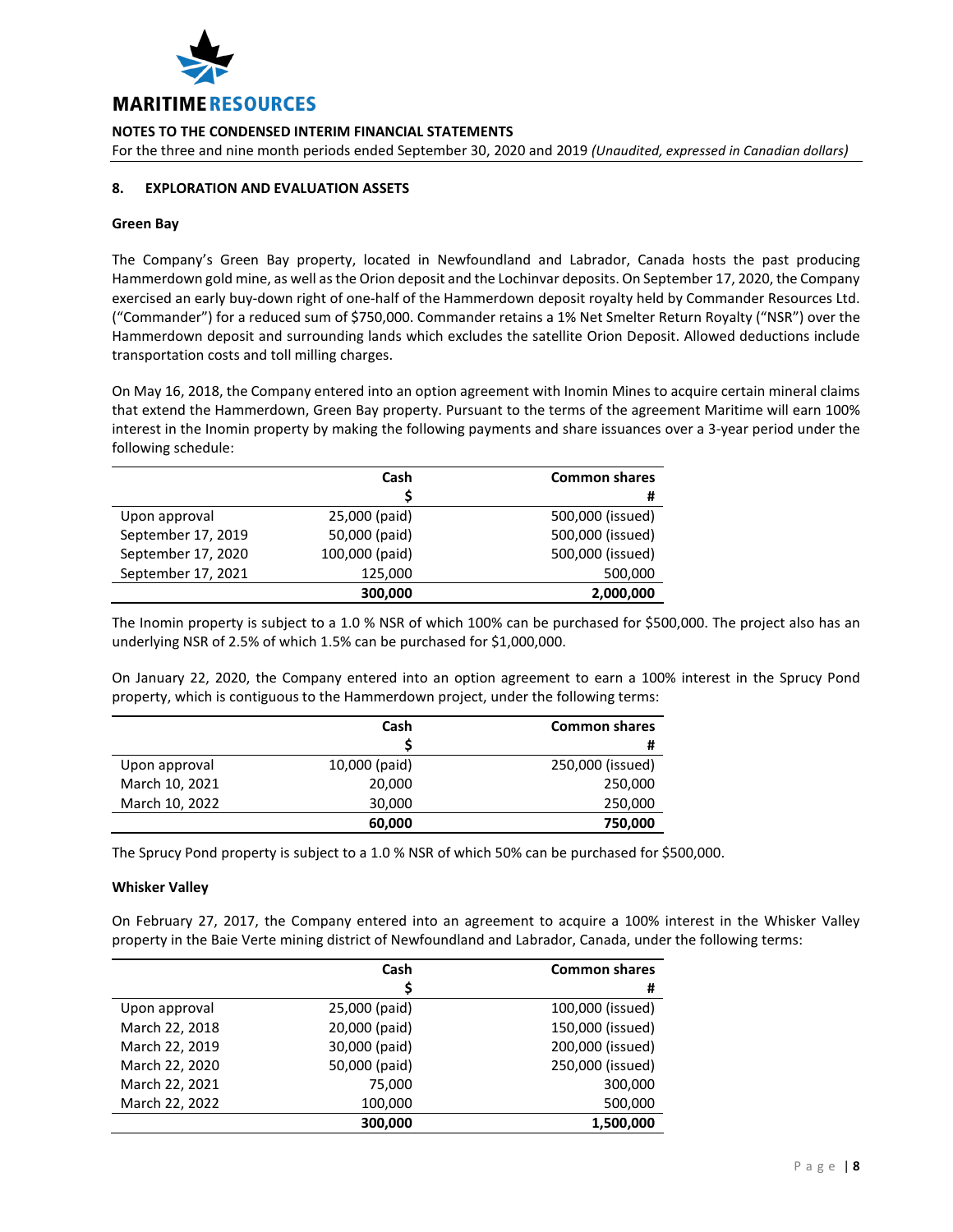## 8. EXPLORATION AND EVALUATION ASSETS

### Green Bay

The Company's Green Bay property, located in Newfoundland and Labrador, Canada hosts the past producing Hammerdown gold mine, as well as the Orion deposit and the Lochinvar deposits. On September 17, 2020, the Company exercised an early buy-down right of one-half of the Hammerdown deposit royalty held by Commander Resources Ltd. ("Commander") for a reduced sum of $750,000. Commander retains a 1% Net Smelter Return Royalty ("NSR") over the Hammerdown deposit and surrounding lands which excludes the satellite Orion Deposit. Allowed deductions include transportation costs and toll milling charges.

On May 16, 2018, the Company entered into an option agreement with Inomin Mines to acquire certain mineral claims that extend the Hammerdown, Green Bay property. Pursuant to the terms of the agreement Maritime will earn 100% interest in the Inomin property by making the following payments and share issuances over a 3-year period under the following schedule:

| | Cash<br>$ | Common shares<br># |
|---|---:|---:|
| Upon approval | 25,000 (paid) | 500,000 (issued) |
| September 17, 2019 | 50,000 (paid) | 500,000 (issued) |
| September 17, 2020 | 100,000 (paid) | 500,000 (issued) |
| September 17, 2021 | 125,000 | 500,000 |
| | **300,000** | **2,000,000** |

The Inomin property is subject to a 1.0 % NSR of which 100% can be purchased for $500,000. The project also has an underlying NSR of 2.5% of which 1.5% can be purchased for $1,000,000.

On January 22, 2020, the Company entered into an option agreement to earn a 100% interest in the Sprucy Pond property, which is contiguous to the Hammerdown project, under the following terms:

| | Cash<br>$ | Common shares<br># |
|---|---:|---:|
| Upon approval | 10,000 (paid) | 250,000 (issued) |
| March 10, 2021 | 20,000 | 250,000 |
| March 10, 2022 | 30,000 | 250,000 |
| | **60,000** | **750,000** |

The Sprucy Pond property is subject to a 1.0 % NSR of which 50% can be purchased for $500,000.

### Whisker Valley

On February 27, 2017, the Company entered into an agreement to acquire a 100% interest in the Whisker Valley property in the Baie Verte mining district of Newfoundland and Labrador, Canada, under the following terms:

| | Cash<br>$ | Common shares<br># |
|---|---:|---:|
| Upon approval | 25,000 (paid) | 100,000 (issued) |
| March 22, 2018 | 20,000 (paid) | 150,000 (issued) |
| March 22, 2019 | 30,000 (paid) | 200,000 (issued) |
| March 22, 2020 | 50,000 (paid) | 250,000 (issued) |
| March 22, 2021 | 75,000 | 300,000 |
| March 22, 2022 | 100,000 | 500,000 |
| | **300,000** | **1,500,000** |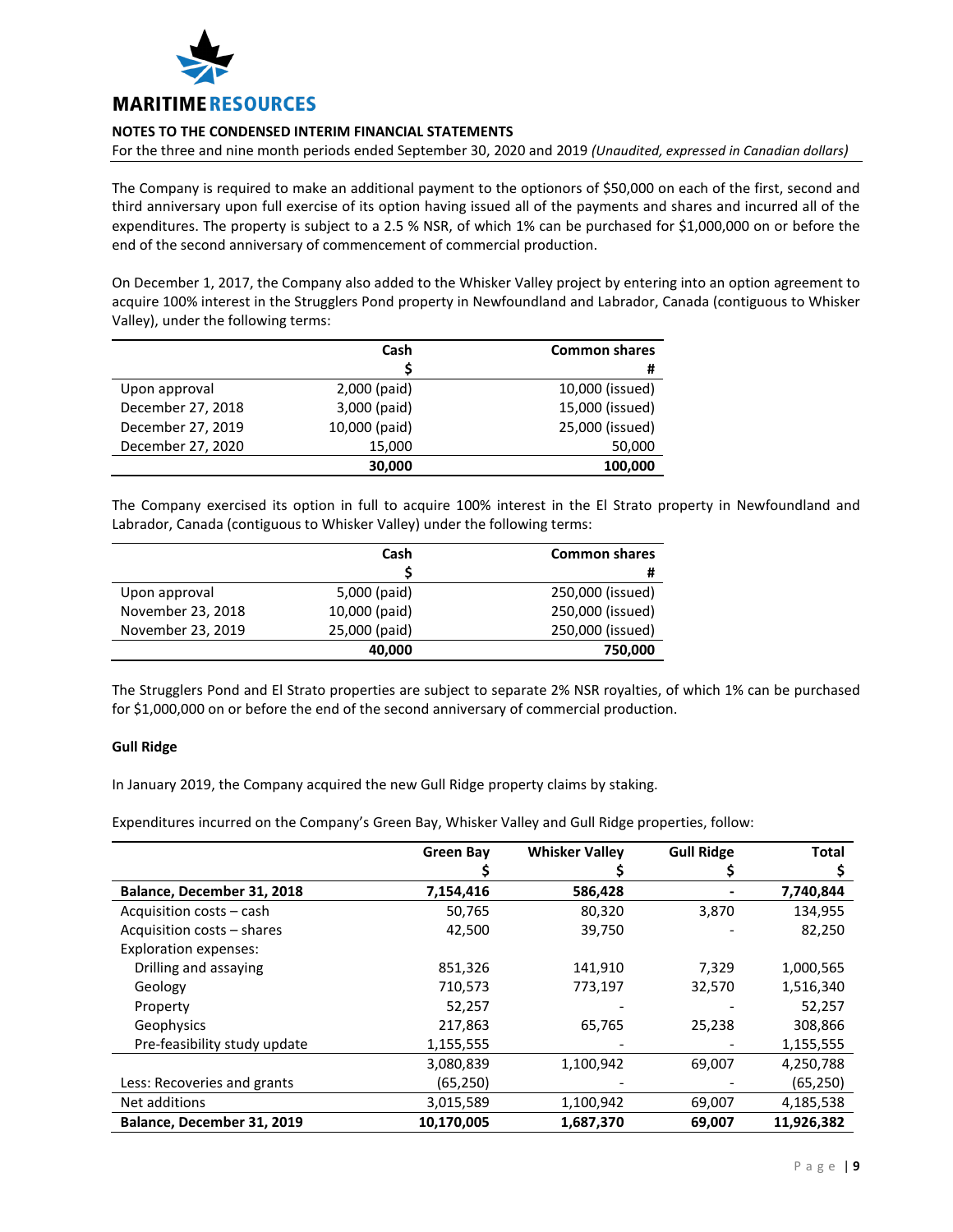**NOTES TO THE CONDENSED INTERIM FINANCIAL STATEMENTS**

For the three and nine month periods ended September 30, 2020 and 2019 *(Unaudited, expressed in Canadian dollars)*

The Company is required to make an additional payment to the optionors of $50,000 on each of the first, second and third anniversary upon full exercise of its option having issued all of the payments and shares and incurred all of the expenditures. The property is subject to a 2.5 % NSR, of which 1% can be purchased for $1,000,000 on or before the end of the second anniversary of commencement of commercial production.

On December 1, 2017, the Company also added to the Whisker Valley project by entering into an option agreement to acquire 100% interest in the Strugglers Pond property in Newfoundland and Labrador, Canada (contiguous to Whisker Valley), under the following terms:

| | Cash<br>$ | Common shares<br># |
|---|---|---|
| Upon approval | 2,000 (paid) | 10,000 (issued) |
| December 27, 2018 | 3,000 (paid) | 15,000 (issued) |
| December 27, 2019 | 10,000 (paid) | 25,000 (issued) |
| December 27, 2020 | 15,000 | 50,000 |
| | **30,000** | **100,000** |

The Company exercised its option in full to acquire 100% interest in the El Strato property in Newfoundland and Labrador, Canada (contiguous to Whisker Valley) under the following terms:

| | Cash<br>$ | Common shares<br># |
|---|---|---|
| Upon approval | 5,000 (paid) | 250,000 (issued) |
| November 23, 2018 | 10,000 (paid) | 250,000 (issued) |
| November 23, 2019 | 25,000 (paid) | 250,000 (issued) |
| | **40,000** | **750,000** |

The Strugglers Pond and El Strato properties are subject to separate 2% NSR royalties, of which 1% can be purchased for $1,000,000 on or before the end of the second anniversary of commercial production.

**Gull Ridge**

In January 2019, the Company acquired the new Gull Ridge property claims by staking.

Expenditures incurred on the Company's Green Bay, Whisker Valley and Gull Ridge properties, follow:

| | Green Bay<br>$ | Whisker Valley<br>$ | Gull Ridge<br>$ | Total<br>$ |
|---|---|---|---|---|
| **Balance, December 31, 2018** | **7,154,416** | **586,428** | **-** | **7,740,844** |
| Acquisition costs – cash | 50,765 | 80,320 | 3,870 | 134,955 |
| Acquisition costs – shares | 42,500 | 39,750 | - | 82,250 |
| Exploration expenses: | | | | |
| Drilling and assaying | 851,326 | 141,910 | 7,329 | 1,000,565 |
| Geology | 710,573 | 773,197 | 32,570 | 1,516,340 |
| Property | 52,257 | - | - | 52,257 |
| Geophysics | 217,863 | 65,765 | 25,238 | 308,866 |
| Pre-feasibility study update | 1,155,555 | - | - | 1,155,555 |
| | 3,080,839 | 1,100,942 | 69,007 | 4,250,788 |
| Less: Recoveries and grants | (65,250) | - | - | (65,250) |
| Net additions | 3,015,589 | 1,100,942 | 69,007 | 4,185,538 |
| **Balance, December 31, 2019** | **10,170,005** | **1,687,370** | **69,007** | **11,926,382** |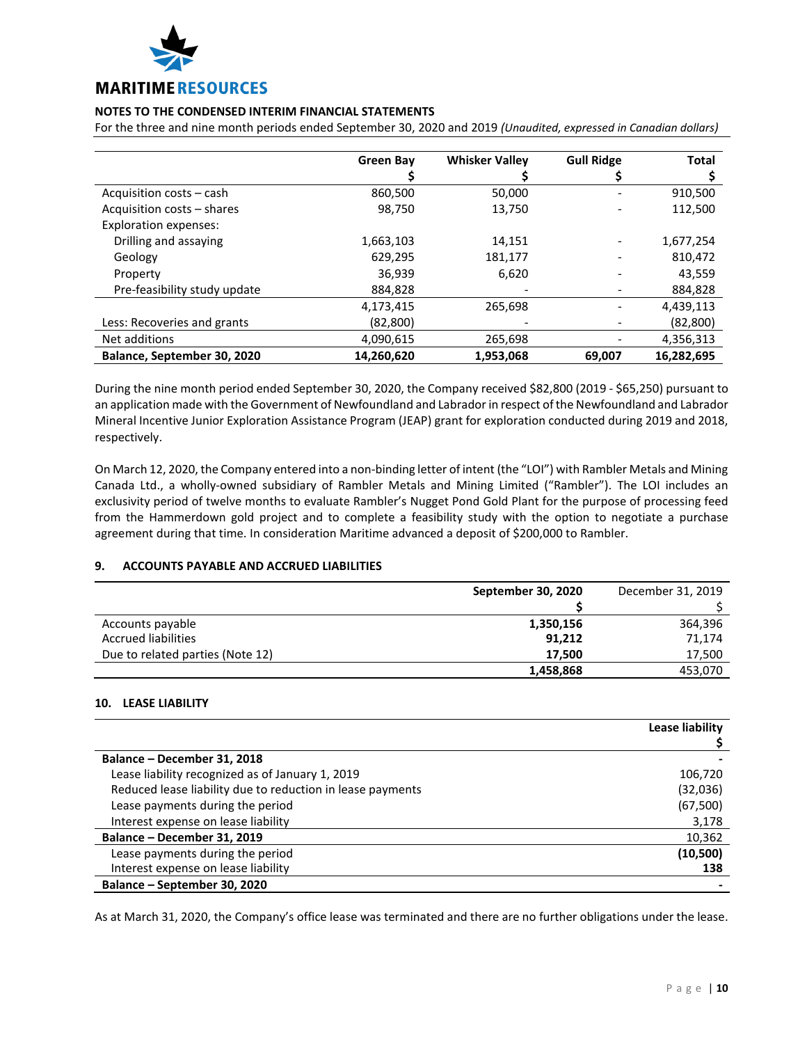**MARITIME RESOURCES**

**NOTES TO THE CONDENSED INTERIM FINANCIAL STATEMENTS**

For the three and nine month periods ended September 30, 2020 and 2019 *(Unaudited, expressed in Canadian dollars)*

| | Green Bay $ | Whisker Valley $ | Gull Ridge $ | Total $ |
|---|---|---|---|---|
| Acquisition costs – cash | 860,500 | 50,000 | - | 910,500 |
| Acquisition costs – shares | 98,750 | 13,750 | - | 112,500 |
| Exploration expenses: | | | | |
| Drilling and assaying | 1,663,103 | 14,151 | - | 1,677,254 |
| Geology | 629,295 | 181,177 | - | 810,472 |
| Property | 36,939 | 6,620 | - | 43,559 |
| Pre-feasibility study update | 884,828 | - | - | 884,828 |
| | 4,173,415 | 265,698 | - | 4,439,113 |
| Less: Recoveries and grants | (82,800) | - | - | (82,800) |
| Net additions | 4,090,615 | 265,698 | - | 4,356,313 |
| **Balance, September 30, 2020** | **14,260,620** | **1,953,068** | **69,007** | **16,282,695** |

During the nine month period ended September 30, 2020, the Company received $82,800 (2019 - $65,250) pursuant to an application made with the Government of Newfoundland and Labrador in respect of the Newfoundland and Labrador Mineral Incentive Junior Exploration Assistance Program (JEAP) grant for exploration conducted during 2019 and 2018, respectively.

On March 12, 2020, the Company entered into a non-binding letter of intent (the "LOI") with Rambler Metals and Mining Canada Ltd., a wholly-owned subsidiary of Rambler Metals and Mining Limited ("Rambler"). The LOI includes an exclusivity period of twelve months to evaluate Rambler's Nugget Pond Gold Plant for the purpose of processing feed from the Hammerdown gold project and to complete a feasibility study with the option to negotiate a purchase agreement during that time. In consideration Maritime advanced a deposit of $200,000 to Rambler.

## 9. ACCOUNTS PAYABLE AND ACCRUED LIABILITIES

| | September 30, 2020 $ | December 31, 2019 $ |
|---|---|---|
| Accounts payable | **1,350,156** | 364,396 |
| Accrued liabilities | **91,212** | 71,174 |
| Due to related parties (Note 12) | **17,500** | 17,500 |
| | **1,458,868** | 453,070 |

## 10. LEASE LIABILITY

| | Lease liability $ |
|---|---|
| **Balance – December 31, 2018** | - |
| Lease liability recognized as of January 1, 2019 | 106,720 |
| Reduced lease liability due to reduction in lease payments | (32,036) |
| Lease payments during the period | (67,500) |
| Interest expense on lease liability | 3,178 |
| **Balance – December 31, 2019** | 10,362 |
| Lease payments during the period | **(10,500)** |
| Interest expense on lease liability | **138** |
| **Balance – September 30, 2020** | **-** |

As at March 31, 2020, the Company's office lease was terminated and there are no further obligations under the lease.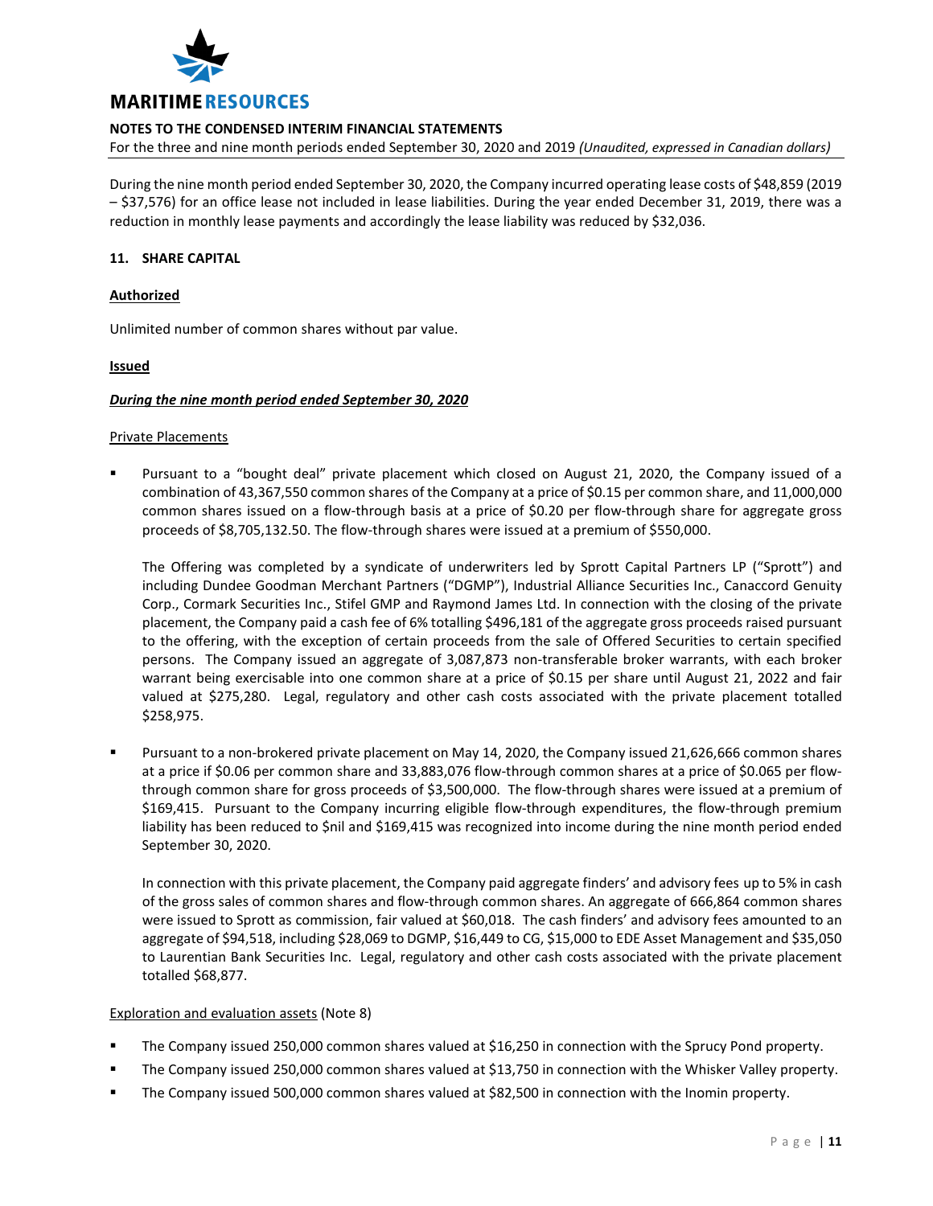During the nine month period ended September 30, 2020, the Company incurred operating lease costs of $48,859 (2019 – $37,576) for an office lease not included in lease liabilities. During the year ended December 31, 2019, there was a reduction in monthly lease payments and accordingly the lease liability was reduced by $32,036.

## 11. SHARE CAPITAL

**Authorized**

Unlimited number of common shares without par value.

**Issued**

***During the nine month period ended September 30, 2020***

Private Placements

- Pursuant to a "bought deal" private placement which closed on August 21, 2020, the Company issued of a combination of 43,367,550 common shares of the Company at a price of $0.15 per common share, and 11,000,000 common shares issued on a flow-through basis at a price of $0.20 per flow-through share for aggregate gross proceeds of $8,705,132.50. The flow-through shares were issued at a premium of $550,000.

  The Offering was completed by a syndicate of underwriters led by Sprott Capital Partners LP ("Sprott") and including Dundee Goodman Merchant Partners ("DGMP"), Industrial Alliance Securities Inc., Canaccord Genuity Corp., Cormark Securities Inc., Stifel GMP and Raymond James Ltd. In connection with the closing of the private placement, the Company paid a cash fee of 6% totalling $496,181 of the aggregate gross proceeds raised pursuant to the offering, with the exception of certain proceeds from the sale of Offered Securities to certain specified persons. The Company issued an aggregate of 3,087,873 non-transferable broker warrants, with each broker warrant being exercisable into one common share at a price of $0.15 per share until August 21, 2022 and fair valued at $275,280. Legal, regulatory and other cash costs associated with the private placement totalled $258,975.

- Pursuant to a non-brokered private placement on May 14, 2020, the Company issued 21,626,666 common shares at a price if $0.06 per common share and 33,883,076 flow-through common shares at a price of $0.065 per flow-through common share for gross proceeds of $3,500,000. The flow-through shares were issued at a premium of $169,415. Pursuant to the Company incurring eligible flow-through expenditures, the flow-through premium liability has been reduced to $nil and $169,415 was recognized into income during the nine month period ended September 30, 2020.

  In connection with this private placement, the Company paid aggregate finders' and advisory fees up to 5% in cash of the gross sales of common shares and flow-through common shares. An aggregate of 666,864 common shares were issued to Sprott as commission, fair valued at $60,018. The cash finders' and advisory fees amounted to an aggregate of $94,518, including $28,069 to DGMP, $16,449 to CG, $15,000 to EDE Asset Management and $35,050 to Laurentian Bank Securities Inc. Legal, regulatory and other cash costs associated with the private placement totalled $68,877.

Exploration and evaluation assets (Note 8)

- The Company issued 250,000 common shares valued at $16,250 in connection with the Sprucy Pond property.
- The Company issued 250,000 common shares valued at $13,750 in connection with the Whisker Valley property.
- The Company issued 500,000 common shares valued at $82,500 in connection with the Inomin property.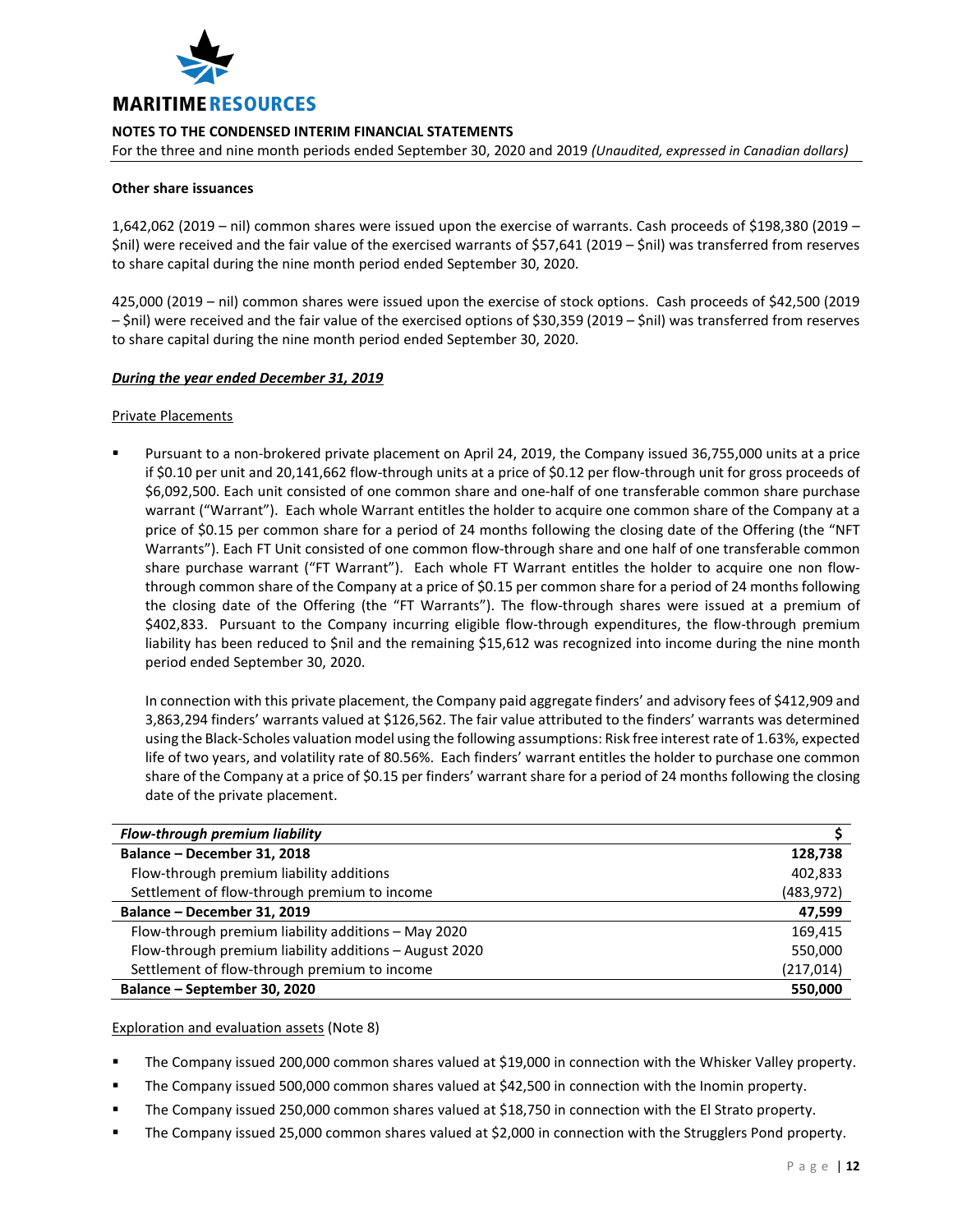**Other share issuances**

1,642,062 (2019 – nil) common shares were issued upon the exercise of warrants. Cash proceeds of $198,380 (2019 – $nil) were received and the fair value of the exercised warrants of $57,641 (2019 – $nil) was transferred from reserves to share capital during the nine month period ended September 30, 2020.

425,000 (2019 – nil) common shares were issued upon the exercise of stock options. Cash proceeds of $42,500 (2019 – $nil) were received and the fair value of the exercised options of $30,359 (2019 – $nil) was transferred from reserves to share capital during the nine month period ended September 30, 2020.

***During the year ended December 31, 2019***

Private Placements

- Pursuant to a non-brokered private placement on April 24, 2019, the Company issued 36,755,000 units at a price if $0.10 per unit and 20,141,662 flow-through units at a price of $0.12 per flow-through unit for gross proceeds of $6,092,500. Each unit consisted of one common share and one-half of one transferable common share purchase warrant ("Warrant"). Each whole Warrant entitles the holder to acquire one common share of the Company at a price of $0.15 per common share for a period of 24 months following the closing date of the Offering (the "NFT Warrants"). Each FT Unit consisted of one common flow-through share and one half of one transferable common share purchase warrant ("FT Warrant"). Each whole FT Warrant entitles the holder to acquire one non flow-through common share of the Company at a price of $0.15 per common share for a period of 24 months following the closing date of the Offering (the "FT Warrants"). The flow-through shares were issued at a premium of $402,833. Pursuant to the Company incurring eligible flow-through expenditures, the flow-through premium liability has been reduced to $nil and the remaining $15,612 was recognized into income during the nine month period ended September 30, 2020.

  In connection with this private placement, the Company paid aggregate finders' and advisory fees of $412,909 and 3,863,294 finders' warrants valued at $126,562. The fair value attributed to the finders' warrants was determined using the Black-Scholes valuation model using the following assumptions: Risk free interest rate of 1.63%, expected life of two years, and volatility rate of 80.56%. Each finders' warrant entitles the holder to purchase one common share of the Company at a price of $0.15 per finders' warrant share for a period of 24 months following the closing date of the private placement.

| ***Flow-through premium liability*** | **$** |
|---|---|
| **Balance – December 31, 2018** | **128,738** |
| Flow-through premium liability additions | 402,833 |
| Settlement of flow-through premium to income | (483,972) |
| **Balance – December 31, 2019** | **47,599** |
| Flow-through premium liability additions – May 2020 | 169,415 |
| Flow-through premium liability additions – August 2020 | 550,000 |
| Settlement of flow-through premium to income | (217,014) |
| **Balance – September 30, 2020** | **550,000** |

Exploration and evaluation assets (Note 8)

- The Company issued 200,000 common shares valued at $19,000 in connection with the Whisker Valley property.
- The Company issued 500,000 common shares valued at $42,500 in connection with the Inomin property.
- The Company issued 250,000 common shares valued at $18,750 in connection with the El Strato property.
- The Company issued 25,000 common shares valued at $2,000 in connection with the Strugglers Pond property.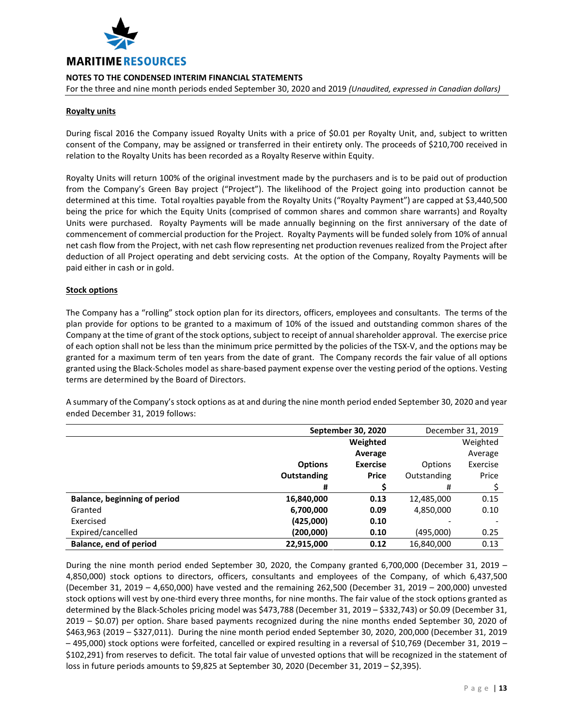#### Royalty units

During fiscal 2016 the Company issued Royalty Units with a price of $0.01 per Royalty Unit, and, subject to written consent of the Company, may be assigned or transferred in their entirety only. The proceeds of $210,700 received in relation to the Royalty Units has been recorded as a Royalty Reserve within Equity.

Royalty Units will return 100% of the original investment made by the purchasers and is to be paid out of production from the Company's Green Bay project ("Project"). The likelihood of the Project going into production cannot be determined at this time. Total royalties payable from the Royalty Units ("Royalty Payment") are capped at $3,440,500 being the price for which the Equity Units (comprised of common shares and common share warrants) and Royalty Units were purchased. Royalty Payments will be made annually beginning on the first anniversary of the date of commencement of commercial production for the Project. Royalty Payments will be funded solely from 10% of annual net cash flow from the Project, with net cash flow representing net production revenues realized from the Project after deduction of all Project operating and debt servicing costs. At the option of the Company, Royalty Payments will be paid either in cash or in gold.

#### Stock options

The Company has a "rolling" stock option plan for its directors, officers, employees and consultants. The terms of the plan provide for options to be granted to a maximum of 10% of the issued and outstanding common shares of the Company at the time of grant of the stock options, subject to receipt of annual shareholder approval. The exercise price of each option shall not be less than the minimum price permitted by the policies of the TSX-V, and the options may be granted for a maximum term of ten years from the date of grant. The Company records the fair value of all options granted using the Black-Scholes model as share-based payment expense over the vesting period of the options. Vesting terms are determined by the Board of Directors.

A summary of the Company's stock options as at and during the nine month period ended September 30, 2020 and year ended December 31, 2019 follows:

| | **September 30, 2020** | | December 31, 2019 | |
|---|---|---|---|---|
| | **Options Outstanding** | **Weighted Average Exercise Price** | Options Outstanding | Weighted Average Exercise Price |
| | **#** | **$** | # | $ |
| **Balance, beginning of period** | **16,840,000** | **0.13** | 12,485,000 | 0.15 |
| Granted | **6,700,000** | **0.09** | 4,850,000 | 0.10 |
| Exercised | **(425,000)** | **0.10** | - | - |
| Expired/cancelled | **(200,000)** | **0.10** | (495,000) | 0.25 |
| **Balance, end of period** | **22,915,000** | **0.12** | 16,840,000 | 0.13 |

During the nine month period ended September 30, 2020, the Company granted 6,700,000 (December 31, 2019 – 4,850,000) stock options to directors, officers, consultants and employees of the Company, of which 6,437,500 (December 31, 2019 – 4,650,000) have vested and the remaining 262,500 (December 31, 2019 – 200,000) unvested stock options will vest by one-third every three months, for nine months. The fair value of the stock options granted as determined by the Black-Scholes pricing model was $473,788 (December 31, 2019 – $332,743) or $0.09 (December 31, 2019 – $0.07) per option. Share based payments recognized during the nine months ended September 30, 2020 of $463,963 (2019 – $327,011). During the nine month period ended September 30, 2020, 200,000 (December 31, 2019 – 495,000) stock options were forfeited, cancelled or expired resulting in a reversal of $10,769 (December 31, 2019 – $102,291) from reserves to deficit. The total fair value of unvested options that will be recognized in the statement of loss in future periods amounts to $9,825 at September 30, 2020 (December 31, 2019 – $2,395).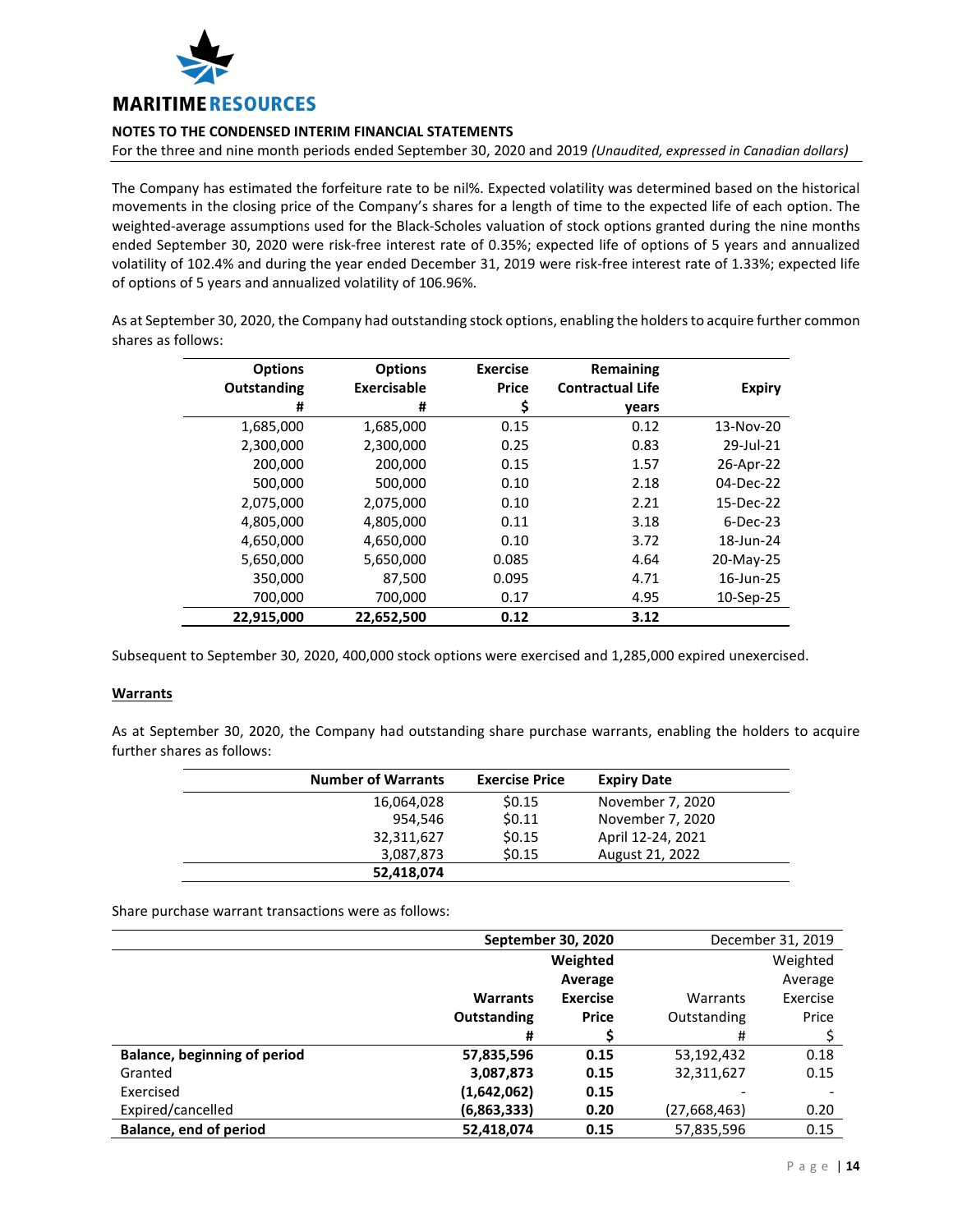The Company has estimated the forfeiture rate to be nil%. Expected volatility was determined based on the historical movements in the closing price of the Company's shares for a length of time to the expected life of each option. The weighted-average assumptions used for the Black-Scholes valuation of stock options granted during the nine months ended September 30, 2020 were risk-free interest rate of 0.35%; expected life of options of 5 years and annualized volatility of 102.4% and during the year ended December 31, 2019 were risk-free interest rate of 1.33%; expected life of options of 5 years and annualized volatility of 106.96%.

As at September 30, 2020, the Company had outstanding stock options, enabling the holders to acquire further common shares as follows:

| Options Outstanding # | Options Exercisable # | Exercise Price $ | Remaining Contractual Life years | Expiry |
|---|---|---|---|---|
| 1,685,000 | 1,685,000 | 0.15 | 0.12 | 13-Nov-20 |
| 2,300,000 | 2,300,000 | 0.25 | 0.83 | 29-Jul-21 |
| 200,000 | 200,000 | 0.15 | 1.57 | 26-Apr-22 |
| 500,000 | 500,000 | 0.10 | 2.18 | 04-Dec-22 |
| 2,075,000 | 2,075,000 | 0.10 | 2.21 | 15-Dec-22 |
| 4,805,000 | 4,805,000 | 0.11 | 3.18 | 6-Dec-23 |
| 4,650,000 | 4,650,000 | 0.10 | 3.72 | 18-Jun-24 |
| 5,650,000 | 5,650,000 | 0.085 | 4.64 | 20-May-25 |
| 350,000 | 87,500 | 0.095 | 4.71 | 16-Jun-25 |
| 700,000 | 700,000 | 0.17 | 4.95 | 10-Sep-25 |
| **22,915,000** | **22,652,500** | **0.12** | **3.12** | |

Subsequent to September 30, 2020, 400,000 stock options were exercised and 1,285,000 expired unexercised.

**Warrants**

As at September 30, 2020, the Company had outstanding share purchase warrants, enabling the holders to acquire further shares as follows:

| Number of Warrants | Exercise Price | Expiry Date |
|---|---|---|
| 16,064,028 | $0.15 | November 7, 2020 |
| 954,546 | $0.11 | November 7, 2020 |
| 32,311,627 | $0.15 | April 12-24, 2021 |
| 3,087,873 | $0.15 | August 21, 2022 |
| **52,418,074** | | |

Share purchase warrant transactions were as follows:

| | **September 30, 2020** | | December 31, 2019 | |
|---|---|---|---|---|
| | **Warrants Outstanding #** | **Weighted Average Exercise Price $** | Warrants Outstanding # | Weighted Average Exercise Price $ |
| **Balance, beginning of period** | **57,835,596** | **0.15** | 53,192,432 | 0.18 |
| Granted | **3,087,873** | **0.15** | 32,311,627 | 0.15 |
| Exercised | **(1,642,062)** | **0.15** | - | - |
| Expired/cancelled | **(6,863,333)** | **0.20** | (27,668,463) | 0.20 |
| **Balance, end of period** | **52,418,074** | **0.15** | 57,835,596 | 0.15 |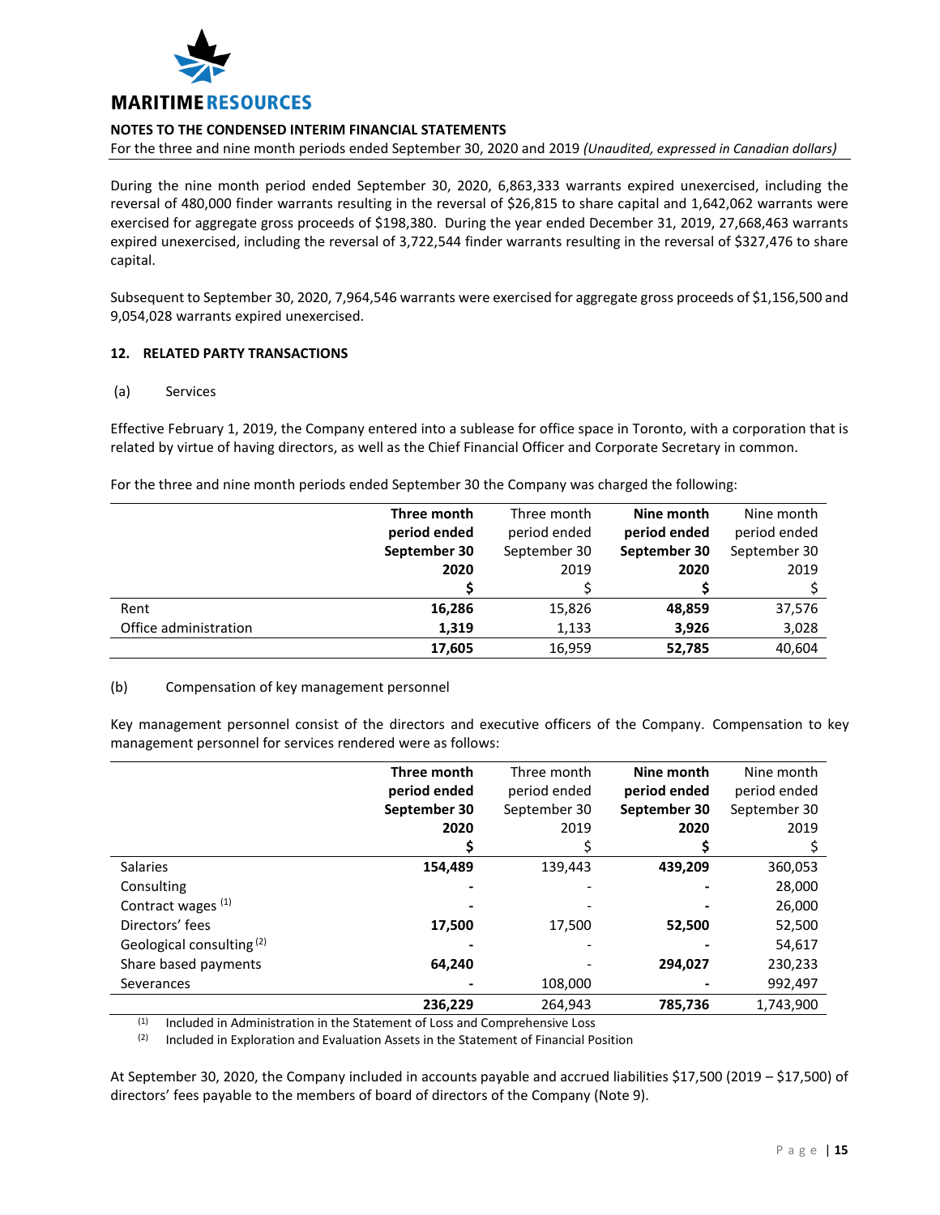During the nine month period ended September 30, 2020, 6,863,333 warrants expired unexercised, including the reversal of 480,000 finder warrants resulting in the reversal of $26,815 to share capital and 1,642,062 warrants were exercised for aggregate gross proceeds of $198,380. During the year ended December 31, 2019, 27,668,463 warrants expired unexercised, including the reversal of 3,722,544 finder warrants resulting in the reversal of $327,476 to share capital.

Subsequent to September 30, 2020, 7,964,546 warrants were exercised for aggregate gross proceeds of $1,156,500 and 9,054,028 warrants expired unexercised.

## 12. RELATED PARTY TRANSACTIONS

(a) Services

Effective February 1, 2019, the Company entered into a sublease for office space in Toronto, with a corporation that is related by virtue of having directors, as well as the Chief Financial Officer and Corporate Secretary in common.

For the three and nine month periods ended September 30 the Company was charged the following:

| | **Three month period ended September 30 2020** | Three month period ended September 30 2019 | **Nine month period ended September 30 2020** | Nine month period ended September 30 2019 |
|---|---|---|---|---|
| | **$** | $ | **$** | $ |
| Rent | **16,286** | 15,826 | **48,859** | 37,576 |
| Office administration | **1,319** | 1,133 | **3,926** | 3,028 |
| | **17,605** | 16,959 | **52,785** | 40,604 |

(b) Compensation of key management personnel

Key management personnel consist of the directors and executive officers of the Company. Compensation to key management personnel for services rendered were as follows:

| | **Three month period ended September 30 2020** | Three month period ended September 30 2019 | **Nine month period ended September 30 2020** | Nine month period ended September 30 2019 |
|---|---|---|---|---|
| | **$** | $ | **$** | $ |
| Salaries | **154,489** | 139,443 | **439,209** | 360,053 |
| Consulting | **-** | - | **-** | 28,000 |
| Contract wages [1] | **-** | - | **-** | 26,000 |
| Directors' fees | **17,500** | 17,500 | **52,500** | 52,500 |
| Geological consulting [2] | **-** | - | **-** | 54,617 |
| Share based payments | **64,240** | - | **294,027** | 230,233 |
| Severances | **-** | 108,000 | **-** | 992,497 |
| | **236,229** | 264,943 | **785,736** | 1,743,900 |

[1] Included in Administration in the Statement of Loss and Comprehensive Loss

[2] Included in Exploration and Evaluation Assets in the Statement of Financial Position

At September 30, 2020, the Company included in accounts payable and accrued liabilities $17,500 (2019 – $17,500) of directors' fees payable to the members of board of directors of the Company (Note 9).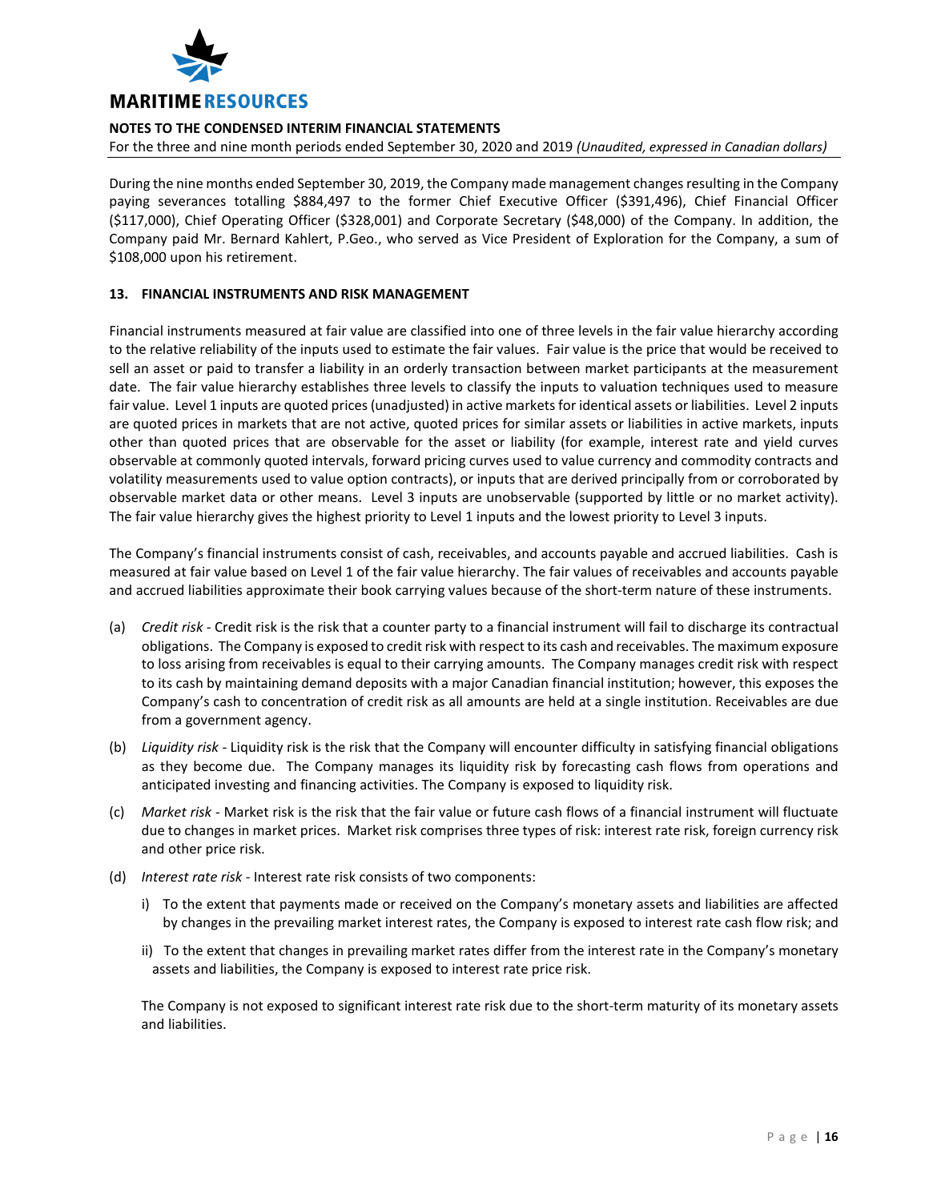During the nine months ended September 30, 2019, the Company made management changes resulting in the Company paying severances totalling $884,497 to the former Chief Executive Officer ($391,496), Chief Financial Officer ($117,000), Chief Operating Officer ($328,001) and Corporate Secretary ($48,000) of the Company. In addition, the Company paid Mr. Bernard Kahlert, P.Geo., who served as Vice President of Exploration for the Company, a sum of $108,000 upon his retirement.

## 13. FINANCIAL INSTRUMENTS AND RISK MANAGEMENT

Financial instruments measured at fair value are classified into one of three levels in the fair value hierarchy according to the relative reliability of the inputs used to estimate the fair values. Fair value is the price that would be received to sell an asset or paid to transfer a liability in an orderly transaction between market participants at the measurement date. The fair value hierarchy establishes three levels to classify the inputs to valuation techniques used to measure fair value. Level 1 inputs are quoted prices (unadjusted) in active markets for identical assets or liabilities. Level 2 inputs are quoted prices in markets that are not active, quoted prices for similar assets or liabilities in active markets, inputs other than quoted prices that are observable for the asset or liability (for example, interest rate and yield curves observable at commonly quoted intervals, forward pricing curves used to value currency and commodity contracts and volatility measurements used to value option contracts), or inputs that are derived principally from or corroborated by observable market data or other means. Level 3 inputs are unobservable (supported by little or no market activity). The fair value hierarchy gives the highest priority to Level 1 inputs and the lowest priority to Level 3 inputs.

The Company's financial instruments consist of cash, receivables, and accounts payable and accrued liabilities. Cash is measured at fair value based on Level 1 of the fair value hierarchy. The fair values of receivables and accounts payable and accrued liabilities approximate their book carrying values because of the short-term nature of these instruments.

(a) *Credit risk* - Credit risk is the risk that a counter party to a financial instrument will fail to discharge its contractual obligations. The Company is exposed to credit risk with respect to its cash and receivables. The maximum exposure to loss arising from receivables is equal to their carrying amounts. The Company manages credit risk with respect to its cash by maintaining demand deposits with a major Canadian financial institution; however, this exposes the Company's cash to concentration of credit risk as all amounts are held at a single institution. Receivables are due from a government agency.

(b) *Liquidity risk* - Liquidity risk is the risk that the Company will encounter difficulty in satisfying financial obligations as they become due. The Company manages its liquidity risk by forecasting cash flows from operations and anticipated investing and financing activities. The Company is exposed to liquidity risk.

(c) *Market risk* - Market risk is the risk that the fair value or future cash flows of a financial instrument will fluctuate due to changes in market prices. Market risk comprises three types of risk: interest rate risk, foreign currency risk and other price risk.

(d) *Interest rate risk* - Interest rate risk consists of two components:

   i) To the extent that payments made or received on the Company's monetary assets and liabilities are affected by changes in the prevailing market interest rates, the Company is exposed to interest rate cash flow risk; and

   ii) To the extent that changes in prevailing market rates differ from the interest rate in the Company's monetary assets and liabilities, the Company is exposed to interest rate price risk.

   The Company is not exposed to significant interest rate risk due to the short-term maturity of its monetary assets and liabilities.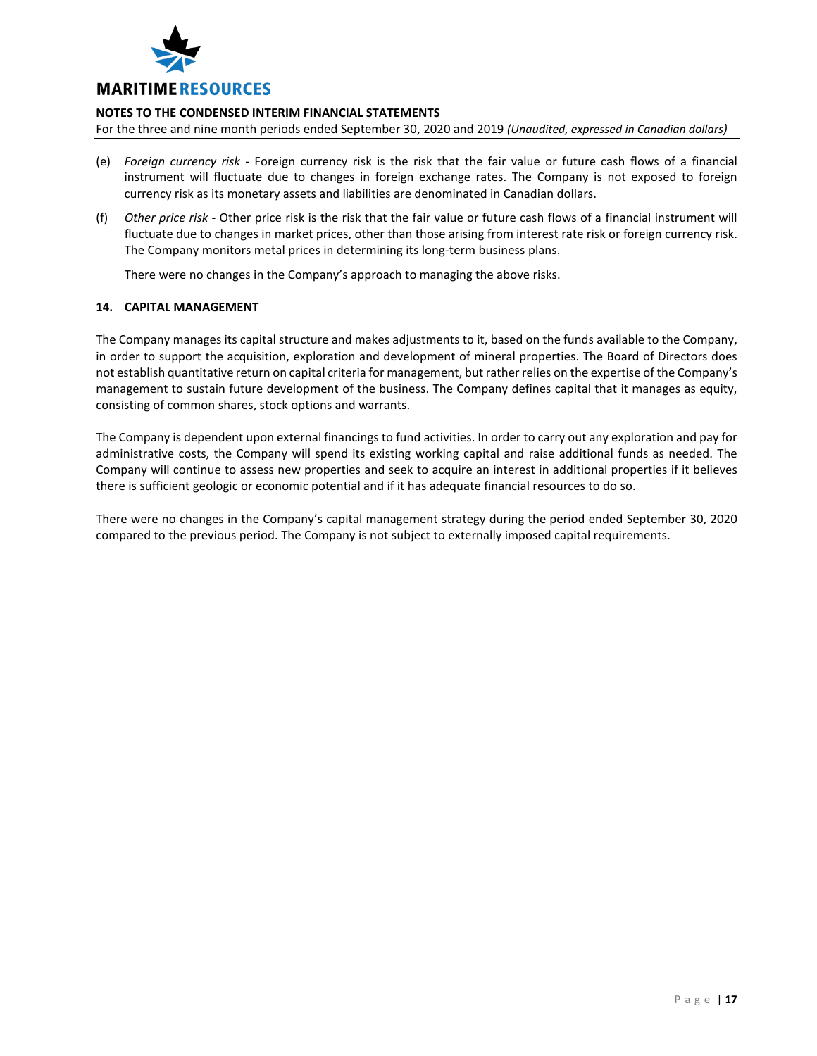(e) *Foreign currency risk* - Foreign currency risk is the risk that the fair value or future cash flows of a financial instrument will fluctuate due to changes in foreign exchange rates. The Company is not exposed to foreign currency risk as its monetary assets and liabilities are denominated in Canadian dollars.

(f) *Other price risk* - Other price risk is the risk that the fair value or future cash flows of a financial instrument will fluctuate due to changes in market prices, other than those arising from interest rate risk or foreign currency risk. The Company monitors metal prices in determining its long-term business plans.

There were no changes in the Company's approach to managing the above risks.

## 14. CAPITAL MANAGEMENT

The Company manages its capital structure and makes adjustments to it, based on the funds available to the Company, in order to support the acquisition, exploration and development of mineral properties. The Board of Directors does not establish quantitative return on capital criteria for management, but rather relies on the expertise of the Company's management to sustain future development of the business. The Company defines capital that it manages as equity, consisting of common shares, stock options and warrants.

The Company is dependent upon external financings to fund activities. In order to carry out any exploration and pay for administrative costs, the Company will spend its existing working capital and raise additional funds as needed. The Company will continue to assess new properties and seek to acquire an interest in additional properties if it believes there is sufficient geologic or economic potential and if it has adequate financial resources to do so.

There were no changes in the Company's capital management strategy during the period ended September 30, 2020 compared to the previous period. The Company is not subject to externally imposed capital requirements.